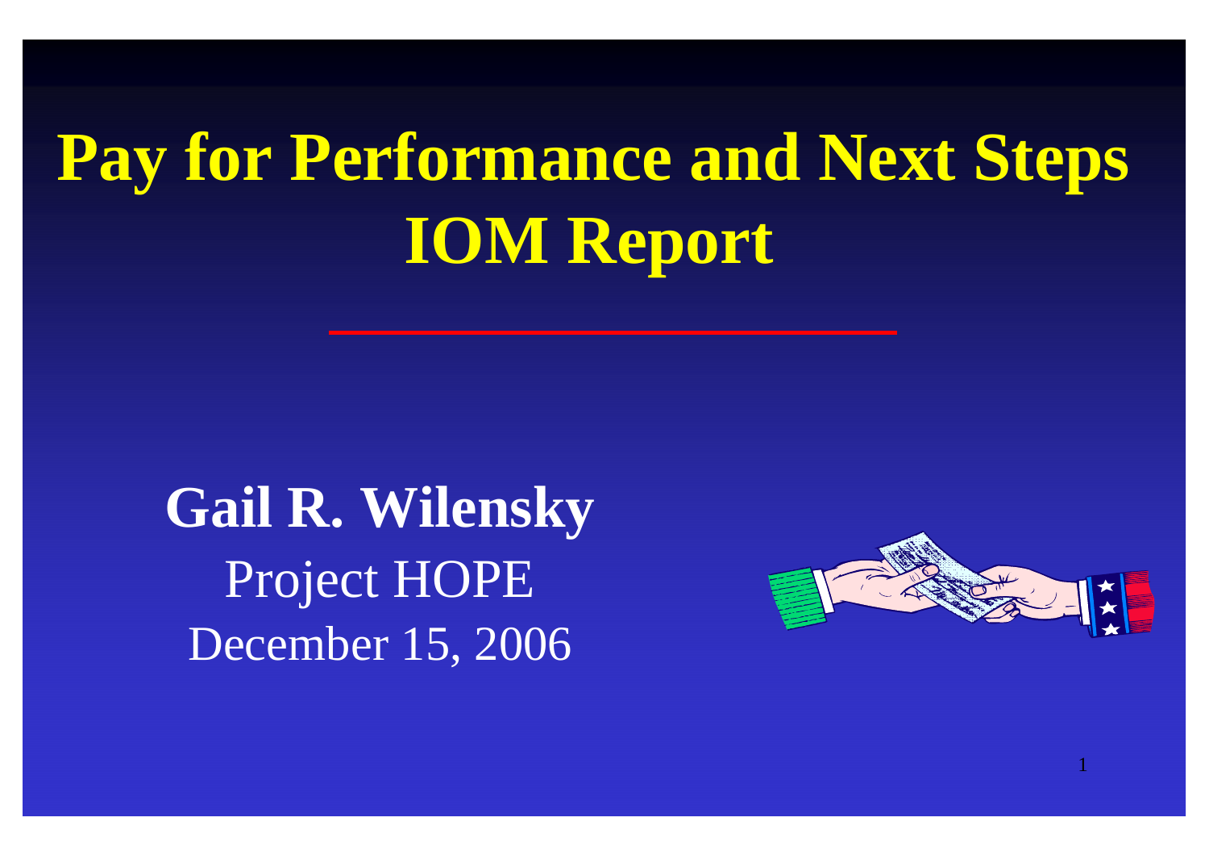# Pay for Performance and Next Steps IOM Report

**Gail R. Wilensky**

Project HOPE

December 15, 2006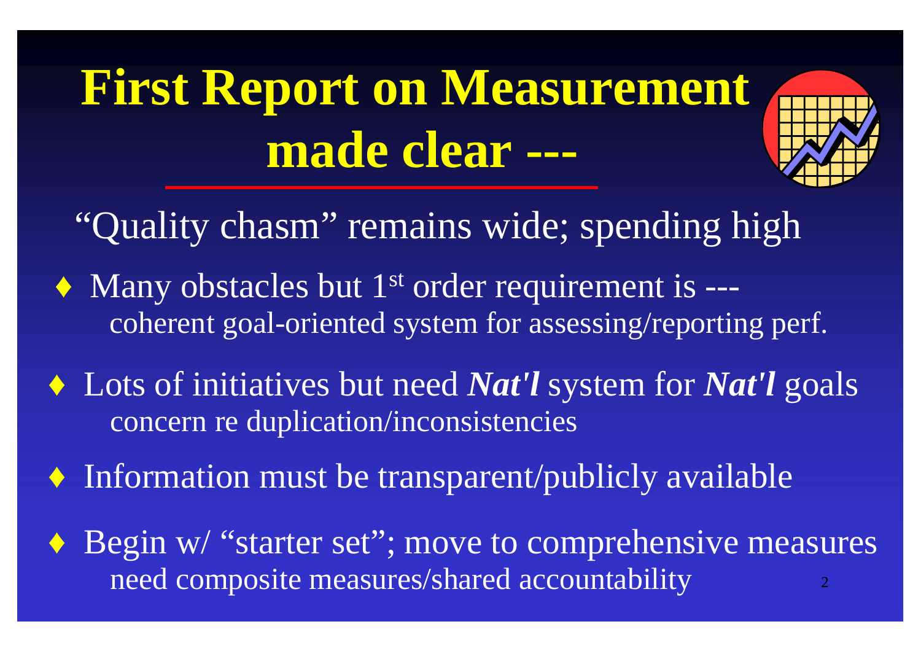# First Report on Measurement made clear ---

"Quality chasm" remains wide; spending high

- Many obstacles but 1st order requirement is ---
  coherent goal-oriented system for assessing/reporting perf.
- Lots of initiatives but need ***Nat'l*** system for ***Nat'l*** goals
  concern re duplication/inconsistencies
- Information must be transparent/publicly available
- Begin w/ "starter set"; move to comprehensive measures
  need composite measures/shared accountability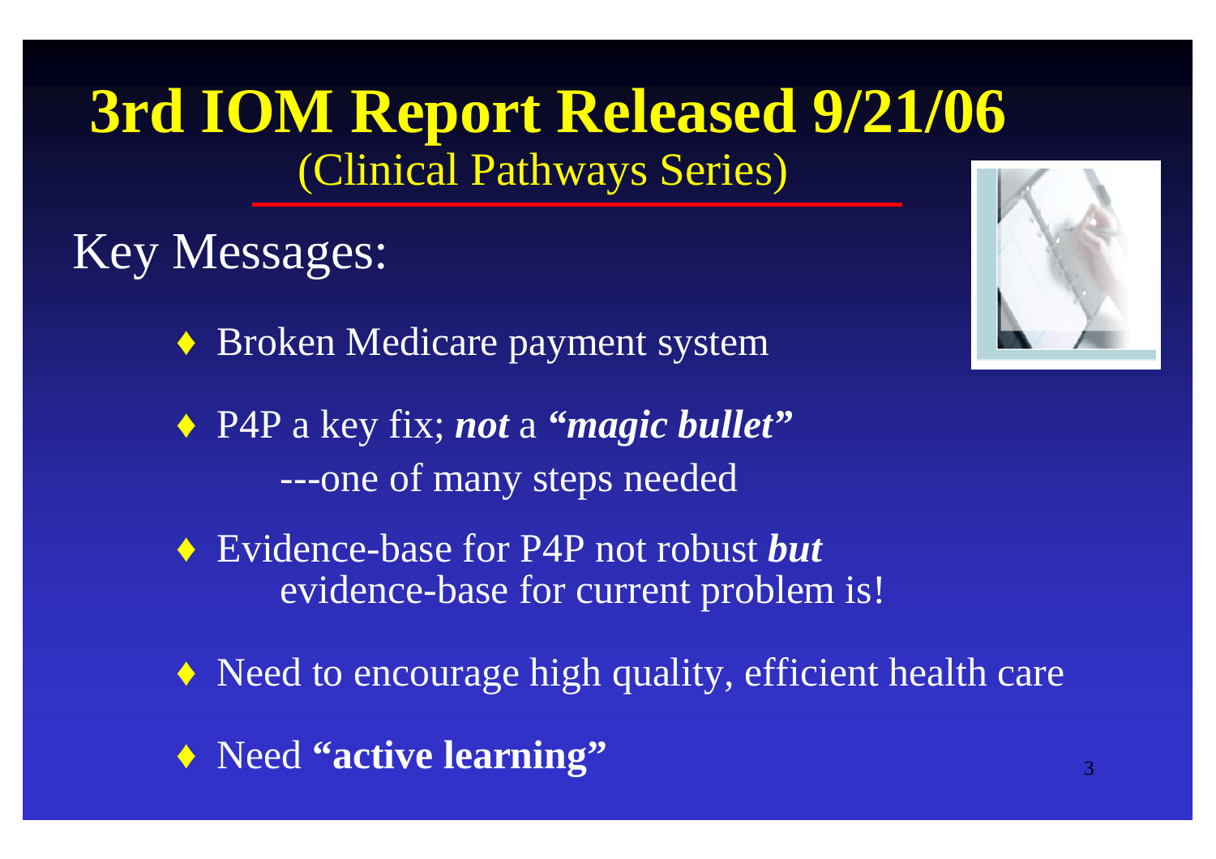# 3rd IOM Report Released 9/21/06

(Clinical Pathways Series)

## Key Messages:

- Broken Medicare payment system
- P4P a key fix; ***not*** a ***"magic bullet"***
  ---one of many steps needed
- Evidence-base for P4P not robust ***but*** evidence-base for current problem is!
- Need to encourage high quality, efficient health care
- Need **"active learning"**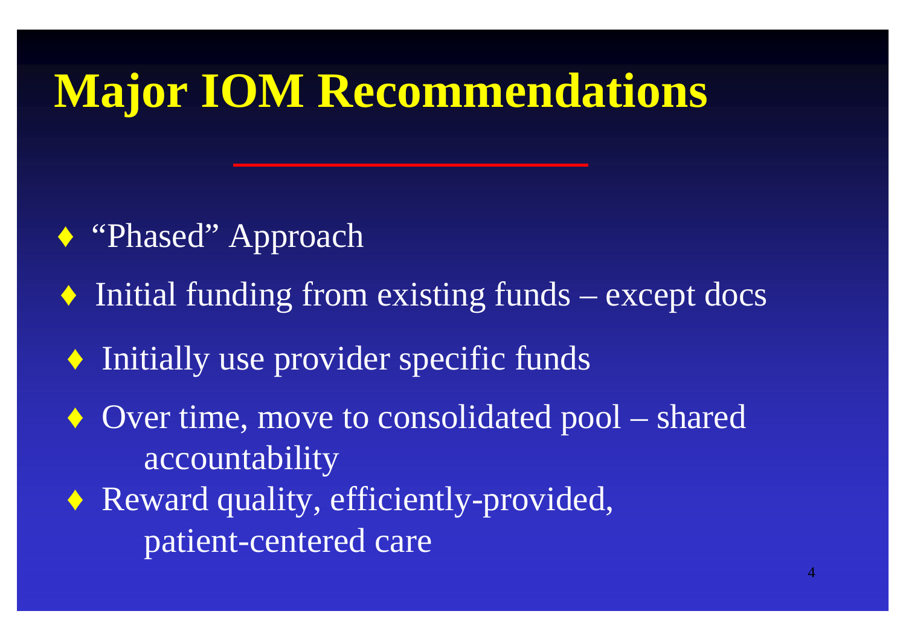# Major IOM Recommendations

- "Phased" Approach
- Initial funding from existing funds – except docs
  - Initially use provider specific funds
  - Over time, move to consolidated pool – shared accountability
  - Reward quality, efficiently-provided, patient-centered care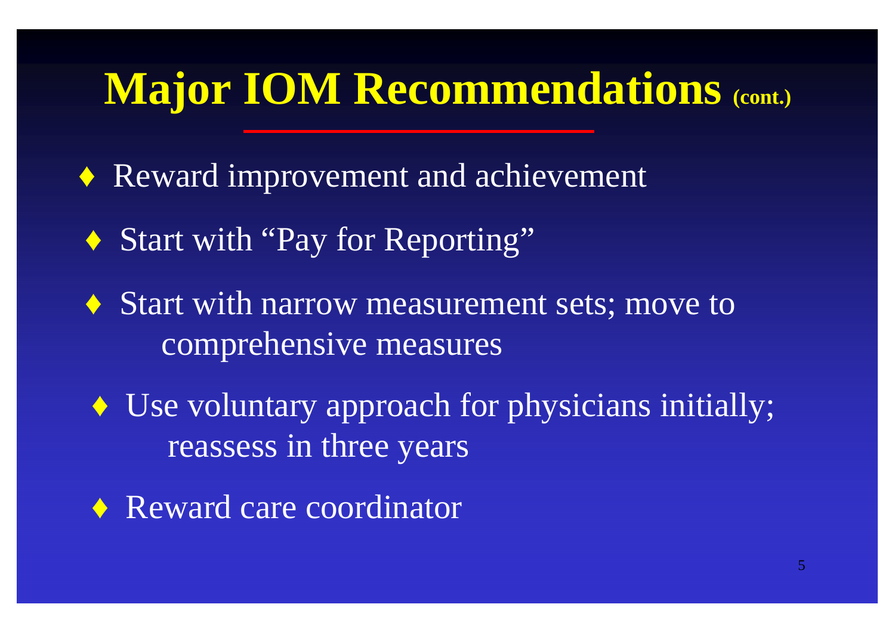# Major IOM Recommendations (cont.)

- Reward improvement and achievement
- Start with "Pay for Reporting"
- Start with narrow measurement sets; move to comprehensive measures
- Use voluntary approach for physicians initially; reassess in three years
- Reward care coordinator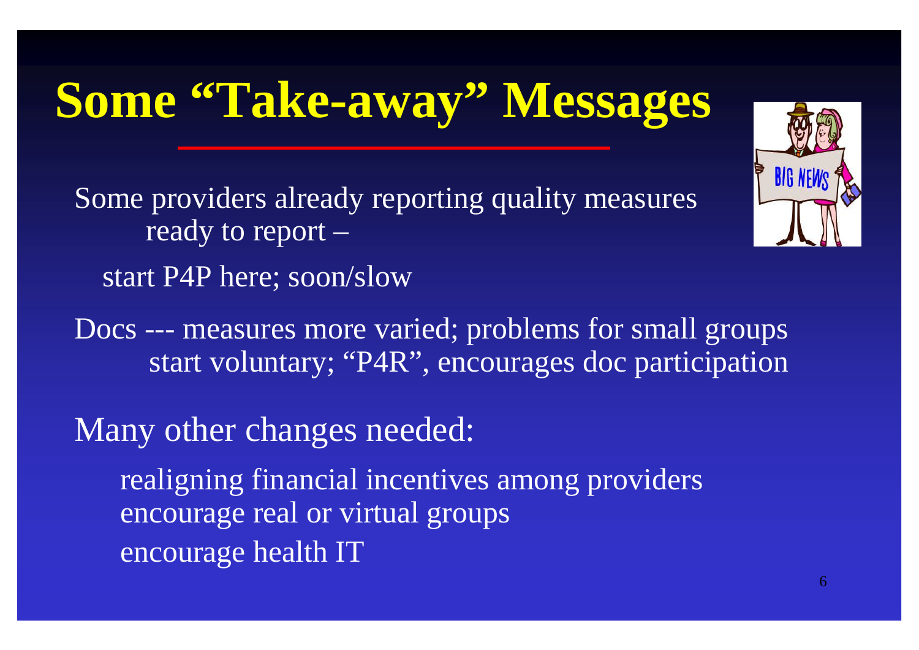# Some "Take-away" Messages

Some providers already reporting quality measures ready to report –

start P4P here; soon/slow

Docs --- measures more varied; problems for small groups start voluntary; "P4R", encourages doc participation

Many other changes needed:

realigning financial incentives among providers
encourage real or virtual groups
encourage health IT